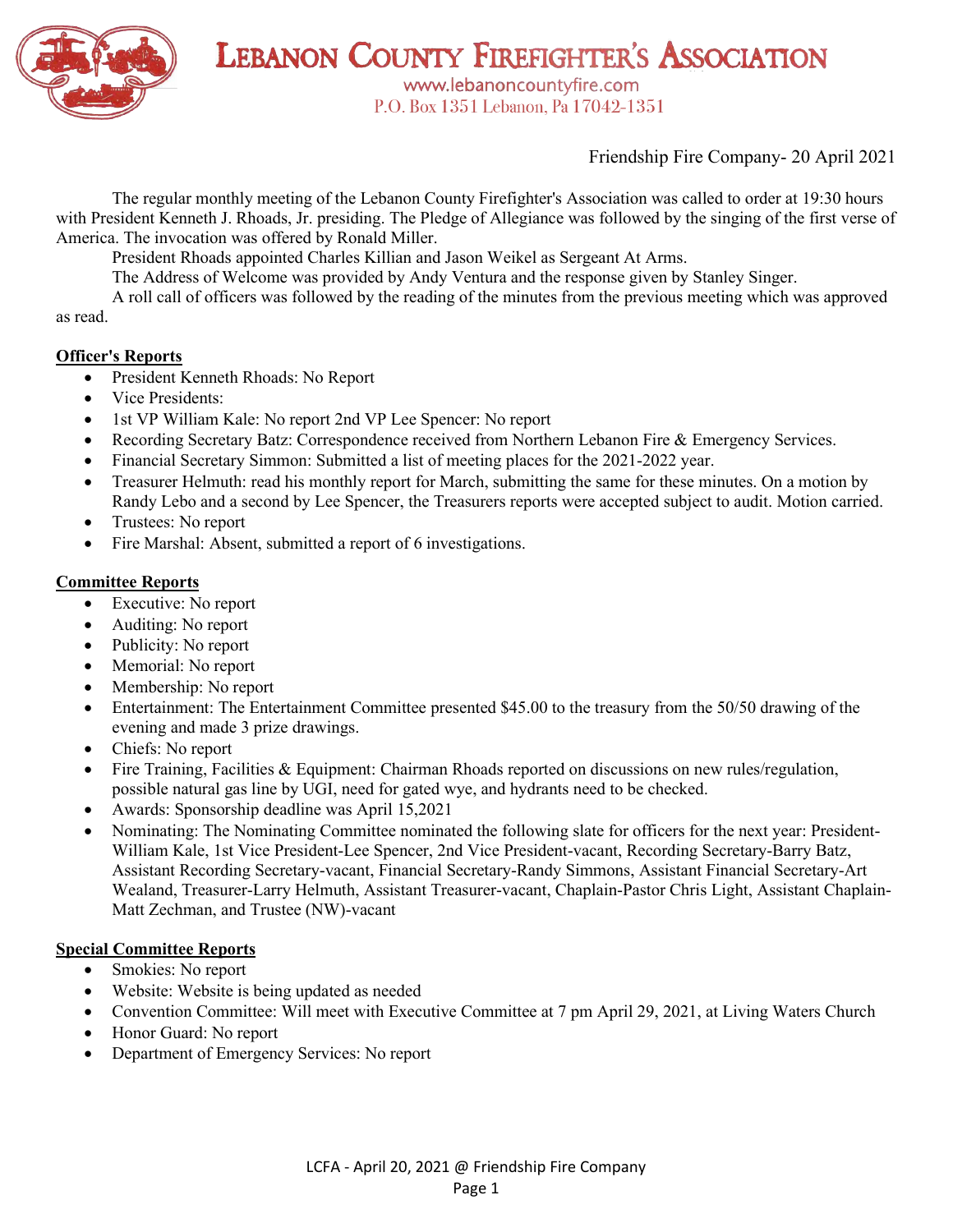# Lebanon County Firefighter's Association

www.lebanoncountyfire.com
P.O. Box 1351 Lebanon, Pa 17042-1351

Friendship Fire Company- 20 April 2021

The regular monthly meeting of the Lebanon County Firefighter's Association was called to order at 19:30 hours with President Kenneth J. Rhoads, Jr. presiding. The Pledge of Allegiance was followed by the singing of the first verse of America. The invocation was offered by Ronald Miller.

President Rhoads appointed Charles Killian and Jason Weikel as Sergeant At Arms.

The Address of Welcome was provided by Andy Ventura and the response given by Stanley Singer.

A roll call of officers was followed by the reading of the minutes from the previous meeting which was approved as read.

**Officer's Reports**

- President Kenneth Rhoads: No Report
- Vice Presidents:
- 1st VP William Kale: No report 2nd VP Lee Spencer: No report
- Recording Secretary Batz: Correspondence received from Northern Lebanon Fire & Emergency Services.
- Financial Secretary Simmon: Submitted a list of meeting places for the 2021-2022 year.
- Treasurer Helmuth: read his monthly report for March, submitting the same for these minutes. On a motion by Randy Lebo and a second by Lee Spencer, the Treasurers reports were accepted subject to audit. Motion carried.
- Trustees: No report
- Fire Marshal: Absent, submitted a report of 6 investigations.

**Committee Reports**

- Executive: No report
- Auditing: No report
- Publicity: No report
- Memorial: No report
- Membership: No report
- Entertainment: The Entertainment Committee presented $45.00 to the treasury from the 50/50 drawing of the evening and made 3 prize drawings.
- Chiefs: No report
- Fire Training, Facilities & Equipment: Chairman Rhoads reported on discussions on new rules/regulation, possible natural gas line by UGI, need for gated wye, and hydrants need to be checked.
- Awards: Sponsorship deadline was April 15,2021
- Nominating: The Nominating Committee nominated the following slate for officers for the next year: President-William Kale, 1st Vice President-Lee Spencer, 2nd Vice President-vacant, Recording Secretary-Barry Batz, Assistant Recording Secretary-vacant, Financial Secretary-Randy Simmons, Assistant Financial Secretary-Art Wealand, Treasurer-Larry Helmuth, Assistant Treasurer-vacant, Chaplain-Pastor Chris Light, Assistant Chaplain-Matt Zechman, and Trustee (NW)-vacant

**Special Committee Reports**

- Smokies: No report
- Website: Website is being updated as needed
- Convention Committee: Will meet with Executive Committee at 7 pm April 29, 2021, at Living Waters Church
- Honor Guard: No report
- Department of Emergency Services: No report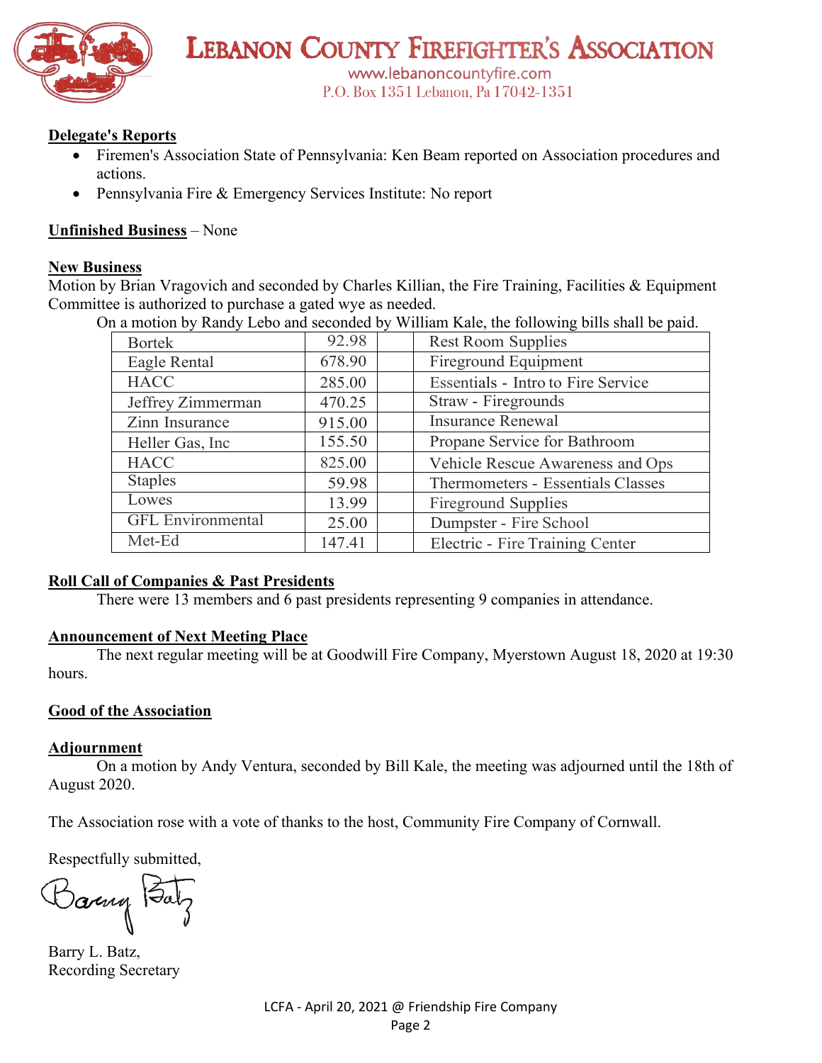# Lebanon County Firefighter's Association

www.lebanoncountyfire.com
P.O. Box 1351 Lebanon, Pa 17042-1351

**Delegate's Reports**

- Firemen's Association State of Pennsylvania: Ken Beam reported on Association procedures and actions.
- Pennsylvania Fire & Emergency Services Institute: No report

**Unfinished Business** – None

**New Business**

Motion by Brian Vragovich and seconded by Charles Killian, the Fire Training, Facilities & Equipment Committee is authorized to purchase a gated wye as needed.

On a motion by Randy Lebo and seconded by William Kale, the following bills shall be paid.

| | | | |
|---|---|---|---|
| Bortek | 92.98 | | Rest Room Supplies |
| Eagle Rental | 678.90 | | Fireground Equipment |
| HACC | 285.00 | | Essentials - Intro to Fire Service |
| Jeffrey Zimmerman | 470.25 | | Straw - Firegrounds |
| Zinn Insurance | 915.00 | | Insurance Renewal |
| Heller Gas, Inc | 155.50 | | Propane Service for Bathroom |
| HACC | 825.00 | | Vehicle Rescue Awareness and Ops |
| Staples | 59.98 | | Thermometers - Essentials Classes |
| Lowes | 13.99 | | Fireground Supplies |
| GFL Environmental | 25.00 | | Dumpster - Fire School |
| Met-Ed | 147.41 | | Electric - Fire Training Center |

**Roll Call of Companies & Past Presidents**

There were 13 members and 6 past presidents representing 9 companies in attendance.

**Announcement of Next Meeting Place**

The next regular meeting will be at Goodwill Fire Company, Myerstown August 18, 2020 at 19:30 hours.

**Good of the Association**

**Adjournment**

On a motion by Andy Ventura, seconded by Bill Kale, the meeting was adjourned until the 18th of August 2020.

The Association rose with a vote of thanks to the host, Community Fire Company of Cornwall.

Respectfully submitted,

Barry Batz

Barry L. Batz,
Recording Secretary

LCFA - April 20, 2021 @ Friendship Fire Company